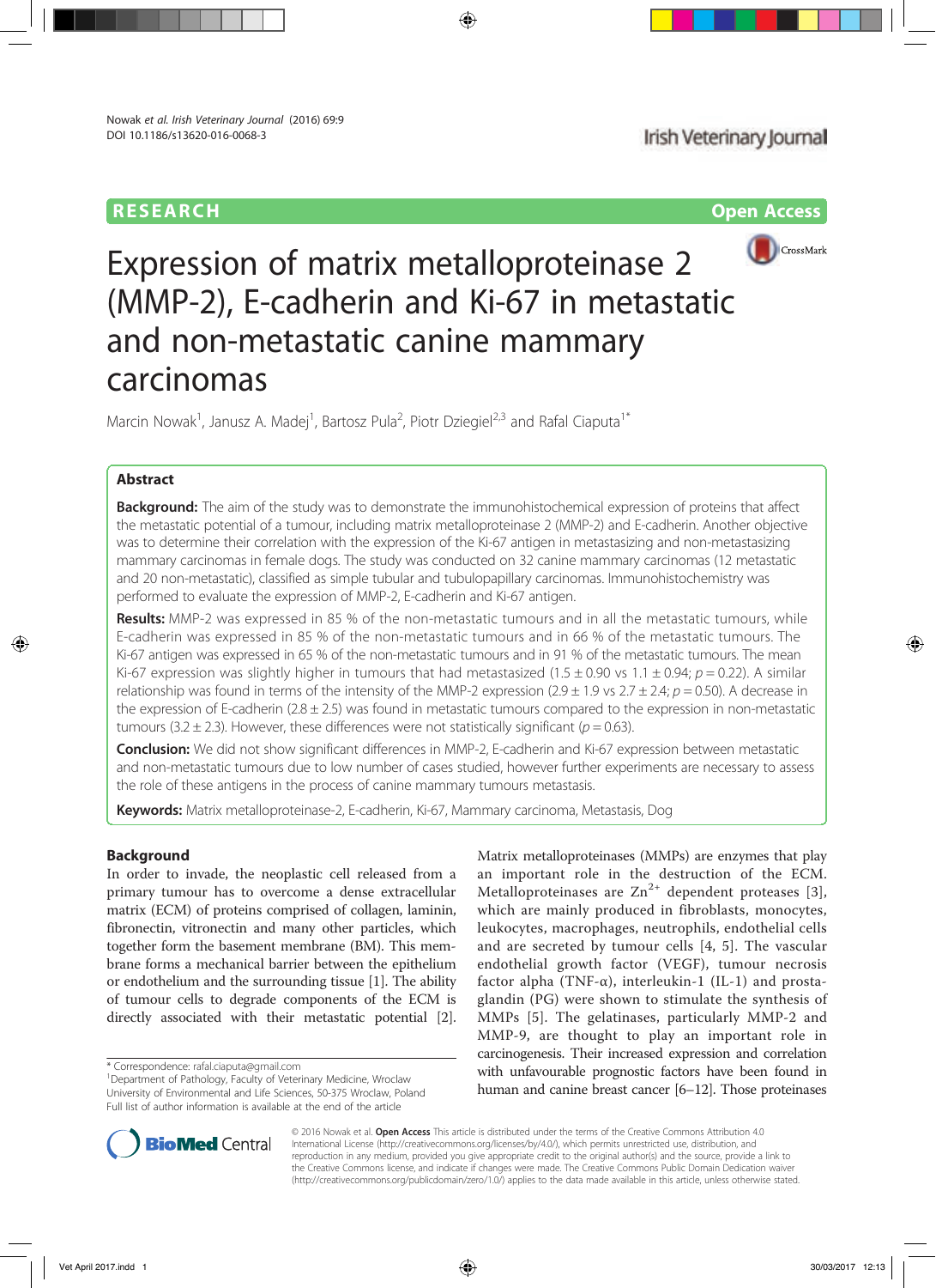RESEARCH Open Access

# Expression of matrix metalloproteinase 2 (MMP-2), E-cadherin and Ki-67 in metastatic and non-metastatic canine mammary carcinomas

Marcin Nowak[1], Janusz A. Madej[1], Bartosz Pula[2], Piotr Dziegiel[2,3] and Rafal Ciaputa[1*]

## Abstract

**Background:** The aim of the study was to demonstrate the immunohistochemical expression of proteins that affect the metastatic potential of a tumour, including matrix metalloproteinase 2 (MMP-2) and E-cadherin. Another objective was to determine their correlation with the expression of the Ki-67 antigen in metastasizing and non-metastasizing mammary carcinomas in female dogs. The study was conducted on 32 canine mammary carcinomas (12 metastatic and 20 non-metastatic), classified as simple tubular and tubulopapillary carcinomas. Immunohistochemistry was performed to evaluate the expression of MMP-2, E-cadherin and Ki-67 antigen.

**Results:** MMP-2 was expressed in 85 % of the non-metastatic tumours and in all the metastatic tumours, while E-cadherin was expressed in 85 % of the non-metastatic tumours and in 66 % of the metastatic tumours. The Ki-67 antigen was expressed in 65 % of the non-metastatic tumours and in 91 % of the metastatic tumours. The mean Ki-67 expression was slightly higher in tumours that had metastasized (1.5 ± 0.90 vs 1.1 ± 0.94; $p = 0.22$). A similar relationship was found in terms of the intensity of the MMP-2 expression (2.9 ± 1.9 vs 2.7 ± 2.4; $p = 0.50$). A decrease in the expression of E-cadherin (2.8 ± 2.5) was found in metastatic tumours compared to the expression in non-metastatic tumours (3.2 ± 2.3). However, these differences were not statistically significant ($p = 0.63$).

**Conclusion:** We did not show significant differences in MMP-2, E-cadherin and Ki-67 expression between metastatic and non-metastatic tumours due to low number of cases studied, however further experiments are necessary to assess the role of these antigens in the process of canine mammary tumours metastasis.

**Keywords:** Matrix metalloproteinase-2, E-cadherin, Ki-67, Mammary carcinoma, Metastasis, Dog

## Background

In order to invade, the neoplastic cell released from a primary tumour has to overcome a dense extracellular matrix (ECM) of proteins comprised of collagen, laminin, fibronectin, vitronectin and many other particles, which together form the basement membrane (BM). This membrane forms a mechanical barrier between the epithelium or endothelium and the surrounding tissue [1]. The ability of tumour cells to degrade components of the ECM is directly associated with their metastatic potential [2].

Matrix metalloproteinases (MMPs) are enzymes that play an important role in the destruction of the ECM. Metalloproteinases are $Zn^{2+}$ dependent proteases [3], which are mainly produced in fibroblasts, monocytes, leukocytes, macrophages, neutrophils, endothelial cells and are secreted by tumour cells [4, 5]. The vascular endothelial growth factor (VEGF), tumour necrosis factor alpha (TNF-α), interleukin-1 (IL-1) and prostaglandin (PG) were shown to stimulate the synthesis of MMPs [5]. The gelatinases, particularly MMP-2 and MMP-9, are thought to play an important role in carcinogenesis. Their increased expression and correlation with unfavourable prognostic factors have been found in human and canine breast cancer [6–12]. Those proteinases

* Correspondence: rafal.ciaputa@gmail.com
[1]Department of Pathology, Faculty of Veterinary Medicine, Wroclaw University of Environmental and Life Sciences, 50-375 Wroclaw, Poland
Full list of author information is available at the end of the article

© 2016 Nowak et al. **Open Access** This article is distributed under the terms of the Creative Commons Attribution 4.0 International License (http://creativecommons.org/licenses/by/4.0/), which permits unrestricted use, distribution, and reproduction in any medium, provided you give appropriate credit to the original author(s) and the source, provide a link to the Creative Commons license, and indicate if changes were made. The Creative Commons Public Domain Dedication waiver (http://creativecommons.org/publicdomain/zero/1.0/) applies to the data made available in this article, unless otherwise stated.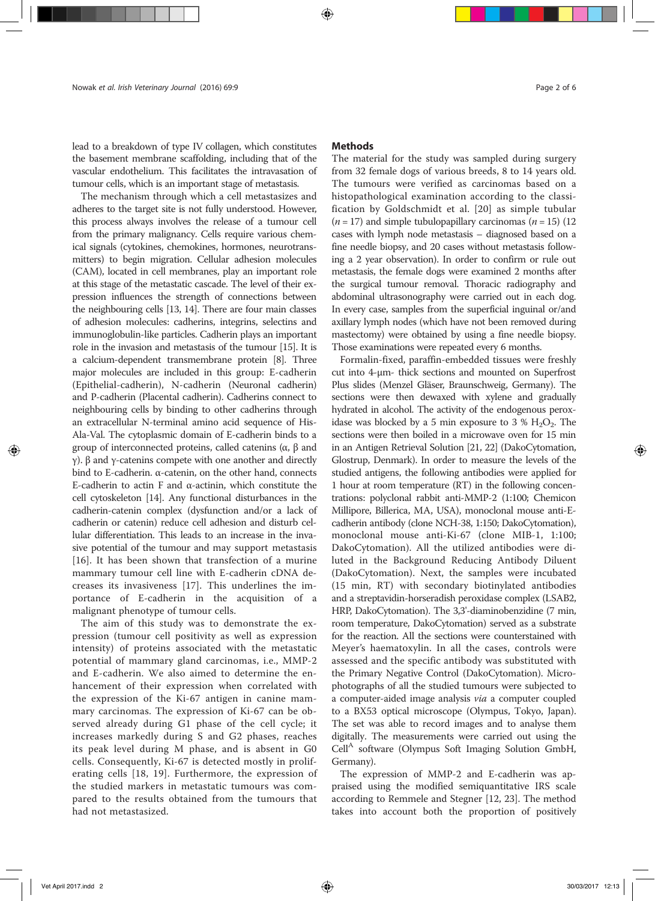lead to a breakdown of type IV collagen, which constitutes the basement membrane scaffolding, including that of the vascular endothelium. This facilitates the intravasation of tumour cells, which is an important stage of metastasis.

The mechanism through which a cell metastasizes and adheres to the target site is not fully understood. However, this process always involves the release of a tumour cell from the primary malignancy. Cells require various chemical signals (cytokines, chemokines, hormones, neurotransmitters) to begin migration. Cellular adhesion molecules (CAM), located in cell membranes, play an important role at this stage of the metastatic cascade. The level of their expression influences the strength of connections between the neighbouring cells [13, 14]. There are four main classes of adhesion molecules: cadherins, integrins, selectins and immunoglobulin-like particles. Cadherin plays an important role in the invasion and metastasis of the tumour [15]. It is a calcium-dependent transmembrane protein [8]. Three major molecules are included in this group: E-cadherin (Epithelial-cadherin), N-cadherin (Neuronal cadherin) and P-cadherin (Placental cadherin). Cadherins connect to neighbouring cells by binding to other cadherins through an extracellular N-terminal amino acid sequence of His-Ala-Val. The cytoplasmic domain of E-cadherin binds to a group of interconnected proteins, called catenins (α, β and γ). β and γ-catenins compete with one another and directly bind to E-cadherin. α-catenin, on the other hand, connects E-cadherin to actin F and α-actinin, which constitute the cell cytoskeleton [14]. Any functional disturbances in the cadherin-catenin complex (dysfunction and/or a lack of cadherin or catenin) reduce cell adhesion and disturb cellular differentiation. This leads to an increase in the invasive potential of the tumour and may support metastasis [16]. It has been shown that transfection of a murine mammary tumour cell line with E-cadherin cDNA decreases its invasiveness [17]. This underlines the importance of E-cadherin in the acquisition of a malignant phenotype of tumour cells.

The aim of this study was to demonstrate the expression (tumour cell positivity as well as expression intensity) of proteins associated with the metastatic potential of mammary gland carcinomas, i.e., MMP-2 and E-cadherin. We also aimed to determine the enhancement of their expression when correlated with the expression of the Ki-67 antigen in canine mammary carcinomas. The expression of Ki-67 can be observed already during G1 phase of the cell cycle; it increases markedly during S and G2 phases, reaches its peak level during M phase, and is absent in G0 cells. Consequently, Ki-67 is detected mostly in proliferating cells [18, 19]. Furthermore, the expression of the studied markers in metastatic tumours was compared to the results obtained from the tumours that had not metastasized.

## Methods

The material for the study was sampled during surgery from 32 female dogs of various breeds, 8 to 14 years old. The tumours were verified as carcinomas based on a histopathological examination according to the classification by Goldschmidt et al. [20] as simple tubular ($n = 17$) and simple tubulopapillary carcinomas ($n = 15$) (12 cases with lymph node metastasis – diagnosed based on a fine needle biopsy, and 20 cases without metastasis following a 2 year observation). In order to confirm or rule out metastasis, the female dogs were examined 2 months after the surgical tumour removal. Thoracic radiography and abdominal ultrasonography were carried out in each dog. In every case, samples from the superficial inguinal or/and axillary lymph nodes (which have not been removed during mastectomy) were obtained by using a fine needle biopsy. Those examinations were repeated every 6 months.

Formalin-fixed, paraffin-embedded tissues were freshly cut into 4-μm- thick sections and mounted on Superfrost Plus slides (Menzel Gläser, Braunschweig, Germany). The sections were then dewaxed with xylene and gradually hydrated in alcohol. The activity of the endogenous peroxidase was blocked by a 5 min exposure to 3 % $H_2O_2$. The sections were then boiled in a microwave oven for 15 min in an Antigen Retrieval Solution [21, 22] (DakoCytomation, Glostrup, Denmark). In order to measure the levels of the studied antigens, the following antibodies were applied for 1 hour at room temperature (RT) in the following concentrations: polyclonal rabbit anti-MMP-2 (1:100; Chemicon Millipore, Billerica, MA, USA), monoclonal mouse anti-E-cadherin antibody (clone NCH-38, 1:150; DakoCytomation), monoclonal mouse anti-Ki-67 (clone MIB-1, 1:100; DakoCytomation). All the utilized antibodies were diluted in the Background Reducing Antibody Diluent (DakoCytomation). Next, the samples were incubated (15 min, RT) with secondary biotinylated antibodies and a streptavidin-horseradish peroxidase complex (LSAB2, HRP, DakoCytomation). The 3,3'-diaminobenzidine (7 min, room temperature, DakoCytomation) served as a substrate for the reaction. All the sections were counterstained with Meyer's haematoxylin. In all the cases, controls were assessed and the specific antibody was substituted with the Primary Negative Control (DakoCytomation). Microphotographs of all the studied tumours were subjected to a computer-aided image analysis *via* a computer coupled to a BX53 optical microscope (Olympus, Tokyo, Japan). The set was able to record images and to analyse them digitally. The measurements were carried out using the Cell[A] software (Olympus Soft Imaging Solution GmbH, Germany).

The expression of MMP-2 and E-cadherin was appraised using the modified semiquantitative IRS scale according to Remmele and Stegner [12, 23]. The method takes into account both the proportion of positively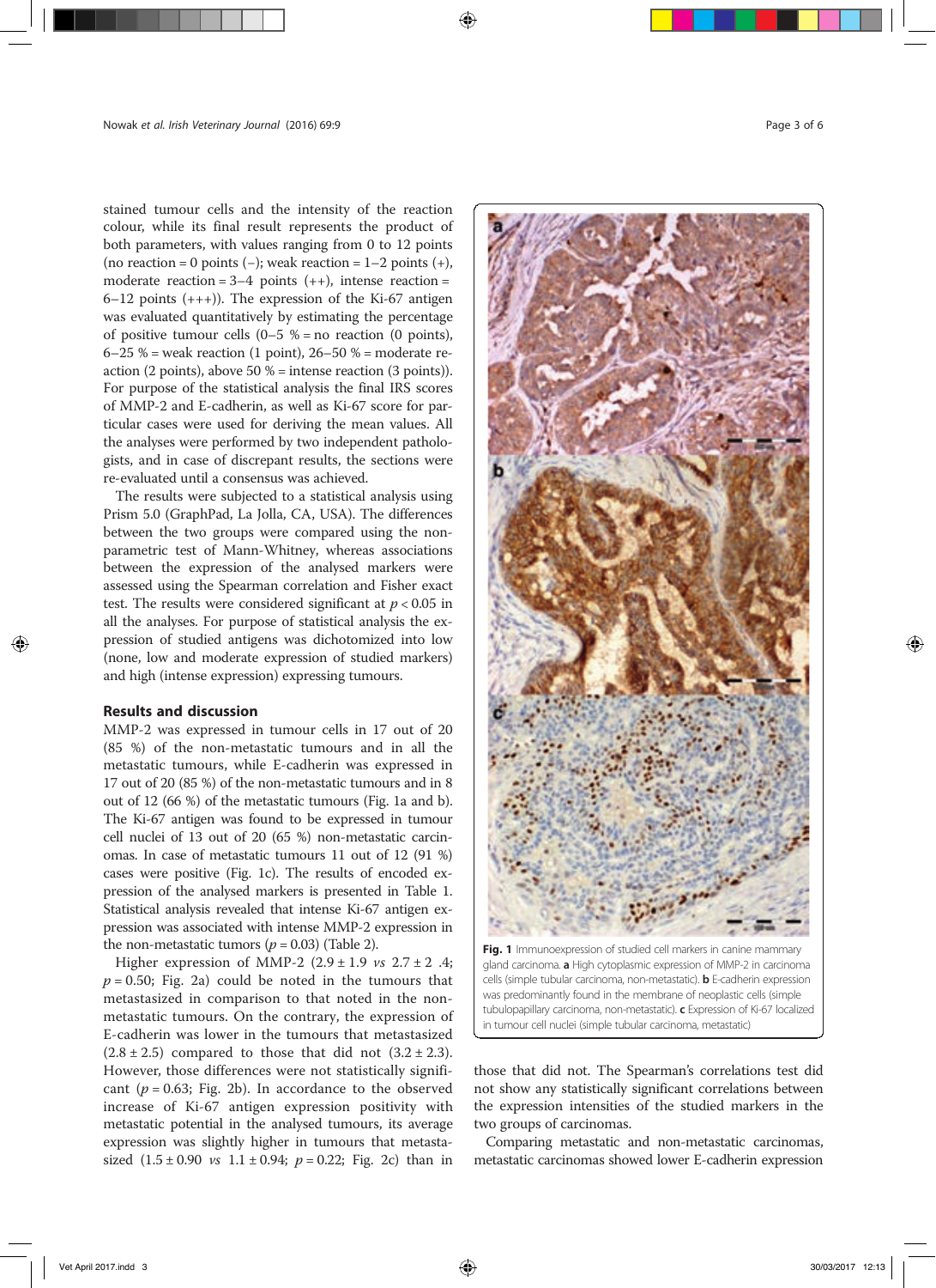stained tumour cells and the intensity of the reaction colour, while its final result represents the product of both parameters, with values ranging from 0 to 12 points (no reaction = 0 points (−); weak reaction = 1–2 points (+), moderate reaction = 3–4 points (++), intense reaction = 6–12 points (+++)). The expression of the Ki-67 antigen was evaluated quantitatively by estimating the percentage of positive tumour cells (0–5 % = no reaction (0 points), 6–25 % = weak reaction (1 point), 26–50 % = moderate reaction (2 points), above 50 % = intense reaction (3 points)). For purpose of the statistical analysis the final IRS scores of MMP-2 and E-cadherin, as well as Ki-67 score for particular cases were used for deriving the mean values. All the analyses were performed by two independent pathologists, and in case of discrepant results, the sections were re-evaluated until a consensus was achieved.

The results were subjected to a statistical analysis using Prism 5.0 (GraphPad, La Jolla, CA, USA). The differences between the two groups were compared using the non-parametric test of Mann-Whitney, whereas associations between the expression of the analysed markers were assessed using the Spearman correlation and Fisher exact test. The results were considered significant at $p < 0.05$ in all the analyses. For purpose of statistical analysis the expression of studied antigens was dichotomized into low (none, low and moderate expression of studied markers) and high (intense expression) expressing tumours.

## Results and discussion

MMP-2 was expressed in tumour cells in 17 out of 20 (85 %) of the non-metastatic tumours and in all the metastatic tumours, while E-cadherin was expressed in 17 out of 20 (85 %) of the non-metastatic tumours and in 8 out of 12 (66 %) of the metastatic tumours (Fig. 1a and b). The Ki-67 antigen was found to be expressed in tumour cell nuclei of 13 out of 20 (65 %) non-metastatic carcinomas. In case of metastatic tumours 11 out of 12 (91 %) cases were positive (Fig. 1c). The results of encoded expression of the analysed markers is presented in Table 1. Statistical analysis revealed that intense Ki-67 antigen expression was associated with intense MMP-2 expression in the non-metastatic tumors ($p = 0.03$) (Table 2).

Higher expression of MMP-2 (2.9 ± 1.9 *vs* 2.7 ± 2 .4; $p = 0.50$; Fig. 2a) could be noted in the tumours that metastasized in comparison to that noted in the non-metastatic tumours. On the contrary, the expression of E-cadherin was lower in the tumours that metastasized (2.8 ± 2.5) compared to those that did not (3.2 ± 2.3). However, those differences were not statistically significant ($p = 0.63$; Fig. 2b). In accordance to the observed increase of Ki-67 antigen expression positivity with metastatic potential in the analysed tumours, its average expression was slightly higher in tumours that metastasized (1.5 ± 0.90 *vs* 1.1 ± 0.94; $p = 0.22$; Fig. 2c) than in those that did not. The Spearman's correlations test did not show any statistically significant correlations between the expression intensities of the studied markers in the two groups of carcinomas.

**Fig. 1** Immunoexpression of studied cell markers in canine mammary gland carcinoma. **a** High cytoplasmic expression of MMP-2 in carcinoma cells (simple tubular carcinoma, non-metastatic). **b** E-cadherin expression was predominantly found in the membrane of neoplastic cells (simple tubulopapillary carcinoma, non-metastatic). **c** Expression of Ki-67 localized in tumour cell nuclei (simple tubular carcinoma, metastatic)

Comparing metastatic and non-metastatic carcinomas, metastatic carcinomas showed lower E-cadherin expression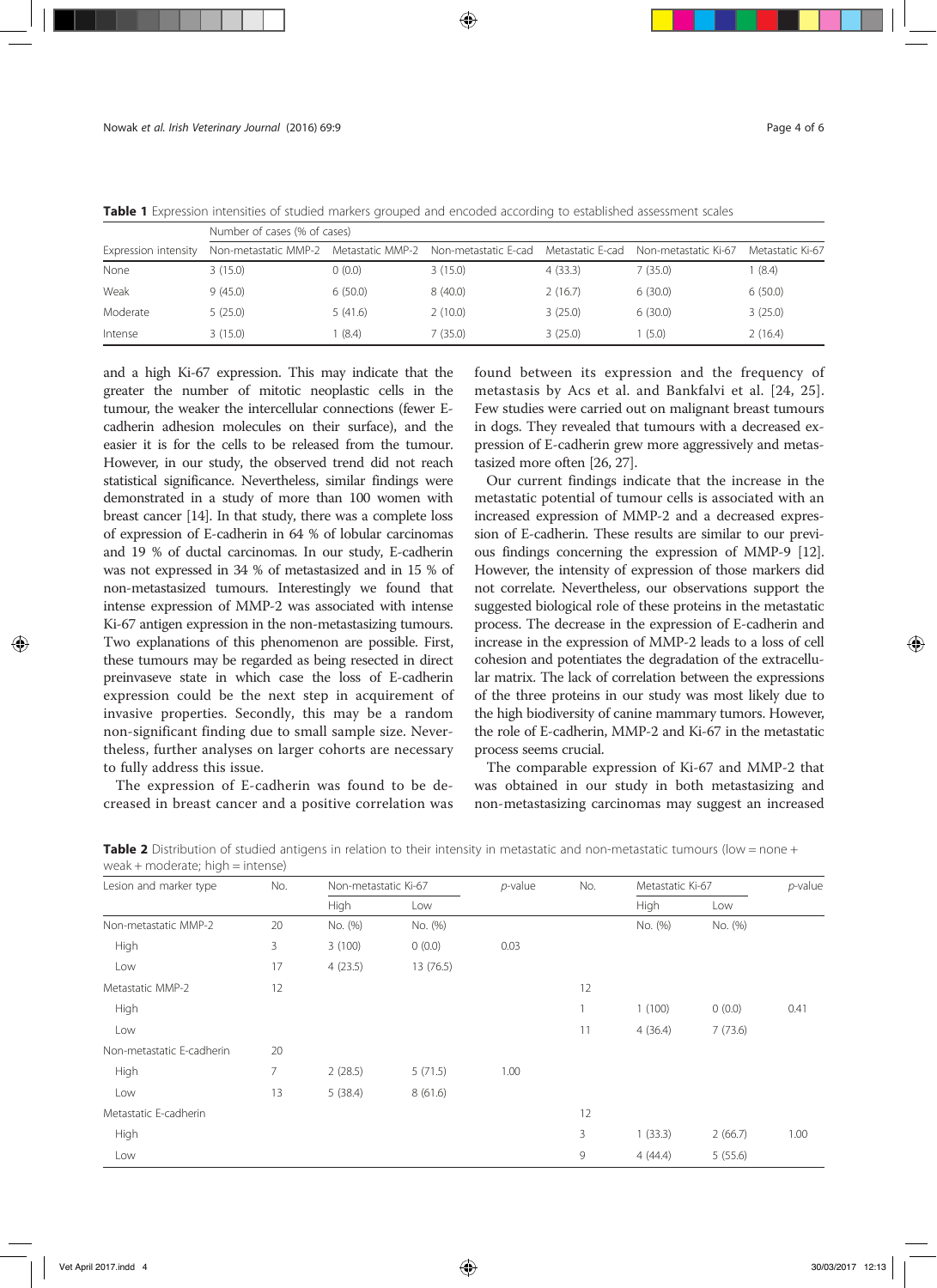**Table 1** Expression intensities of studied markers grouped and encoded according to established assessment scales

| | Number of cases (% of cases) | | | | | |
|---|---|---|---|---|---|---|
| Expression intensity | Non-metastatic MMP-2 | Metastatic MMP-2 | Non-metastatic E-cad | Metastatic E-cad | Non-metastatic Ki-67 | Metastatic Ki-67 |
| None | 3 (15.0) | 0 (0.0) | 3 (15.0) | 4 (33.3) | 7 (35.0) | 1 (8.4) |
| Weak | 9 (45.0) | 6 (50.0) | 8 (40.0) | 2 (16.7) | 6 (30.0) | 6 (50.0) |
| Moderate | 5 (25.0) | 5 (41.6) | 2 (10.0) | 3 (25.0) | 6 (30.0) | 3 (25.0) |
| Intense | 3 (15.0) | 1 (8.4) | 7 (35.0) | 3 (25.0) | 1 (5.0) | 2 (16.4) |

and a high Ki-67 expression. This may indicate that the greater the number of mitotic neoplastic cells in the tumour, the weaker the intercellular connections (fewer E-cadherin adhesion molecules on their surface), and the easier it is for the cells to be released from the tumour. However, in our study, the observed trend did not reach statistical significance. Nevertheless, similar findings were demonstrated in a study of more than 100 women with breast cancer [14]. In that study, there was a complete loss of expression of E-cadherin in 64 % of lobular carcinomas and 19 % of ductal carcinomas. In our study, E-cadherin was not expressed in 34 % of metastasized and in 15 % of non-metastasized tumours. Interestingly we found that intense expression of MMP-2 was associated with intense Ki-67 antigen expression in the non-metastasizing tumours. Two explanations of this phenomenon are possible. First, these tumours may be regarded as being resected in direct preinvaseve state in which case the loss of E-cadherin expression could be the next step in acquirement of invasive properties. Secondly, this may be a random non-significant finding due to small sample size. Nevertheless, further analyses on larger cohorts are necessary to fully address this issue.

The expression of E-cadherin was found to be decreased in breast cancer and a positive correlation was found between its expression and the frequency of metastasis by Acs et al. and Bankfalvi et al. [24, 25]. Few studies were carried out on malignant breast tumours in dogs. They revealed that tumours with a decreased expression of E-cadherin grew more aggressively and metastasized more often [26, 27].

Our current findings indicate that the increase in the metastatic potential of tumour cells is associated with an increased expression of MMP-2 and a decreased expression of E-cadherin. These results are similar to our previous findings concerning the expression of MMP-9 [12]. However, the intensity of expression of those markers did not correlate. Nevertheless, our observations support the suggested biological role of these proteins in the metastatic process. The decrease in the expression of E-cadherin and increase in the expression of MMP-2 leads to a loss of cell cohesion and potentiates the degradation of the extracellular matrix. The lack of correlation between the expressions of the three proteins in our study was most likely due to the high biodiversity of canine mammary tumors. However, the role of E-cadherin, MMP-2 and Ki-67 in the metastatic process seems crucial.

The comparable expression of Ki-67 and MMP-2 that was obtained in our study in both metastasizing and non-metastasizing carcinomas may suggest an increased

**Table 2** Distribution of studied antigens in relation to their intensity in metastatic and non-metastatic tumours (low = none + weak + moderate; high = intense)

| Lesion and marker type | No. | Non-metastatic Ki-67 | | *p*-value | No. | Metastatic Ki-67 | | *p*-value |
|---|---|---|---|---|---|---|---|---|
| | | High | Low | | | High | Low | |
| Non-metastatic MMP-2 | 20 | No. (%) | No. (%) | | | No. (%) | No. (%) | |
| High | 3 | 3 (100) | 0 (0.0) | 0.03 | | | | |
| Low | 17 | 4 (23.5) | 13 (76.5) | | | | | |
| Metastatic MMP-2 | 12 | | | | 12 | | | |
| High | | | | | 1 | 1 (100) | 0 (0.0) | 0.41 |
| Low | | | | | 11 | 4 (36.4) | 7 (73.6) | |
| Non-metastatic E-cadherin | 20 | | | | | | | |
| High | 7 | 2 (28.5) | 5 (71.5) | 1.00 | | | | |
| Low | 13 | 5 (38.4) | 8 (61.6) | | | | | |
| Metastatic E-cadherin | | | | | 12 | | | |
| High | | | | | 3 | 1 (33.3) | 2 (66.7) | 1.00 |
| Low | | | | | 9 | 4 (44.4) | 5 (55.6) | |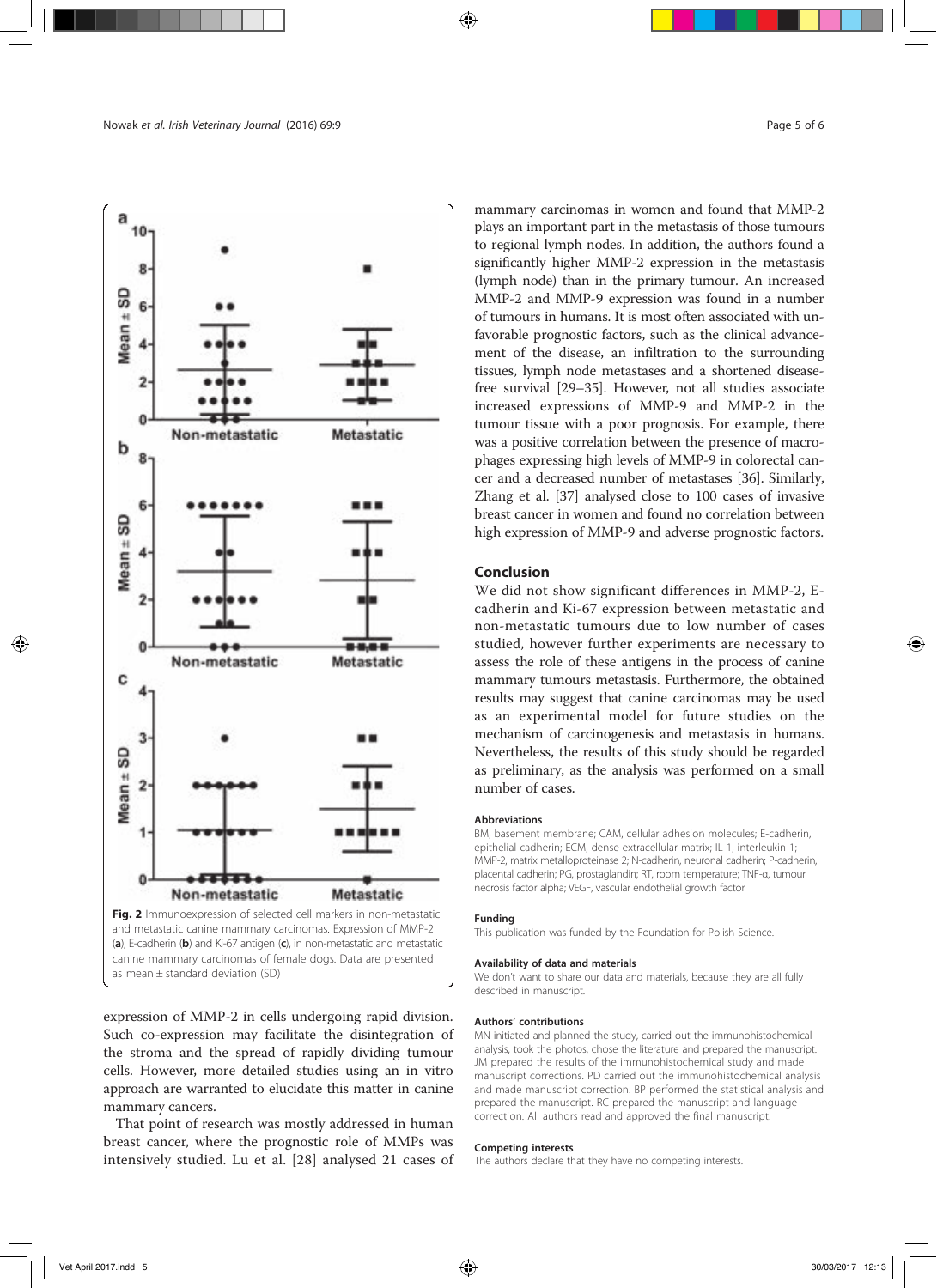Fig. 2 Immunoexpression of selected cell markers in non-metastatic and metastatic canine mammary carcinomas. Expression of MMP-2 (**a**), E-cadherin (**b**) and Ki-67 antigen (**c**), in non-metastatic and metastatic canine mammary carcinomas of female dogs. Data are presented as mean ± standard deviation (SD)

expression of MMP-2 in cells undergoing rapid division. Such co-expression may facilitate the disintegration of the stroma and the spread of rapidly dividing tumour cells. However, more detailed studies using an in vitro approach are warranted to elucidate this matter in canine mammary cancers.

That point of research was mostly addressed in human breast cancer, where the prognostic role of MMPs was intensively studied. Lu et al. [28] analysed 21 cases of mammary carcinomas in women and found that MMP-2 plays an important part in the metastasis of those tumours to regional lymph nodes. In addition, the authors found a significantly higher MMP-2 expression in the metastasis (lymph node) than in the primary tumour. An increased MMP-2 and MMP-9 expression was found in a number of tumours in humans. It is most often associated with unfavorable prognostic factors, such as the clinical advancement of the disease, an infiltration to the surrounding tissues, lymph node metastases and a shortened disease-free survival [29–35]. However, not all studies associate increased expressions of MMP-9 and MMP-2 in the tumour tissue with a poor prognosis. For example, there was a positive correlation between the presence of macrophages expressing high levels of MMP-9 in colorectal cancer and a decreased number of metastases [36]. Similarly, Zhang et al. [37] analysed close to 100 cases of invasive breast cancer in women and found no correlation between high expression of MMP-9 and adverse prognostic factors.

## Conclusion

We did not show significant differences in MMP-2, E-cadherin and Ki-67 expression between metastatic and non-metastatic tumours due to low number of cases studied, however further experiments are necessary to assess the role of these antigens in the process of canine mammary tumours metastasis. Furthermore, the obtained results may suggest that canine carcinomas may be used as an experimental model for future studies on the mechanism of carcinogenesis and metastasis in humans. Nevertheless, the results of this study should be regarded as preliminary, as the analysis was performed on a small number of cases.

### Abbreviations

BM, basement membrane; CAM, cellular adhesion molecules; E-cadherin, epithelial-cadherin; ECM, dense extracellular matrix; IL-1, interleukin-1; MMP-2, matrix metalloproteinase 2; N-cadherin, neuronal cadherin; P-cadherin, placental cadherin; PG, prostaglandin; RT, room temperature; TNF-α, tumour necrosis factor alpha; VEGF, vascular endothelial growth factor

### Funding

This publication was funded by the Foundation for Polish Science.

### Availability of data and materials

We don't want to share our data and materials, because they are all fully described in manuscript.

### Authors' contributions

MN initiated and planned the study, carried out the immunohistochemical analysis, took the photos, chose the literature and prepared the manuscript. JM prepared the results of the immunohistochemical study and made manuscript corrections. PD carried out the immunohistochemical analysis and made manuscript correction. BP performed the statistical analysis and prepared the manuscript. RC prepared the manuscript and language correction. All authors read and approved the final manuscript.

### Competing interests

The authors declare that they have no competing interests.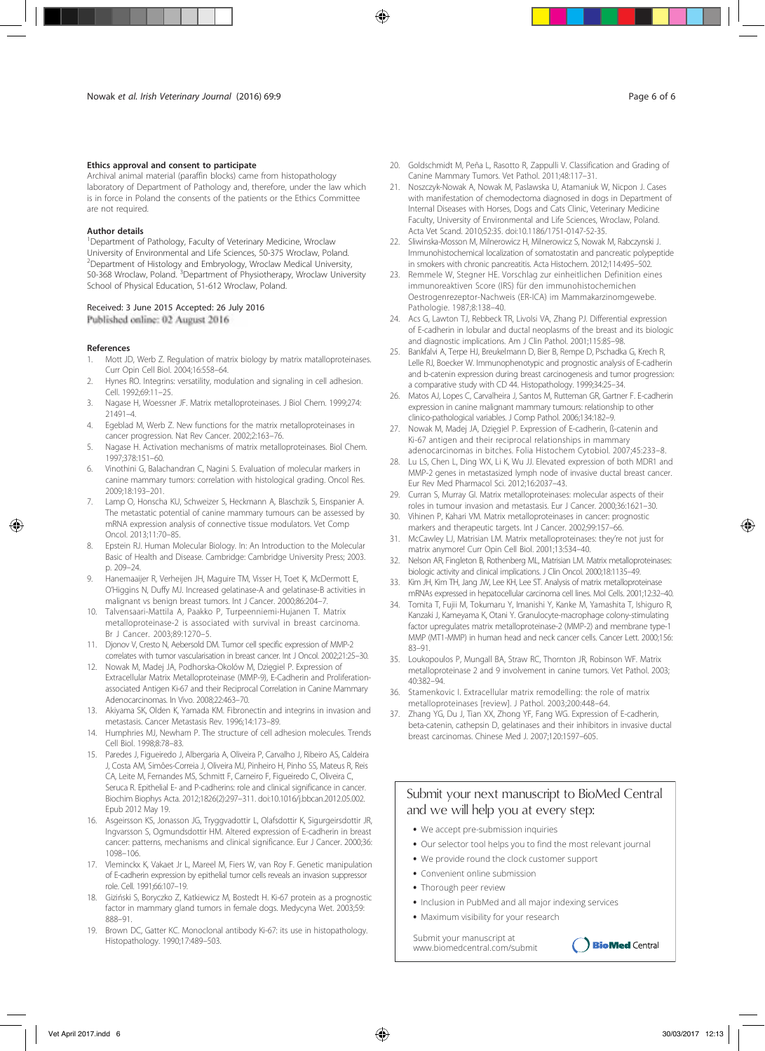### Ethics approval and consent to participate

Archival animal material (paraffin blocks) came from histopathology laboratory of Department of Pathology and, therefore, under the law which is in force in Poland the consents of the patients or the Ethics Committee are not required.

### Author details

[1]Department of Pathology, Faculty of Veterinary Medicine, Wroclaw University of Environmental and Life Sciences, 50-375 Wroclaw, Poland. [2]Department of Histology and Embryology, Wroclaw Medical University, 50-368 Wroclaw, Poland. [3]Department of Physiotherapy, Wroclaw University School of Physical Education, 51-612 Wroclaw, Poland.

Received: 3 June 2015 Accepted: 26 July 2016
Published online: 02 August 2016

### References

1. Mott JD, Werb Z. Regulation of matrix biology by matrix metalloproteinases. Curr Opin Cell Biol. 2004;16:558–64.
2. Hynes RO. Integrins: versatility, modulation and signaling in cell adhesion. Cell. 1992;69:11–25.
3. Nagase H, Woessner JF. Matrix metalloproteinases. J Biol Chem. 1999;274: 21491–4.
4. Egeblad M, Werb Z. New functions for the matrix metalloproteinases in cancer progression. Nat Rev Cancer. 2002;2:163–76.
5. Nagase H. Activation mechanisms of matrix metalloproteinases. Biol Chem. 1997;378:151–60.
6. Vinothini G, Balachandran C, Nagini S. Evaluation of molecular markers in canine mammary tumors: correlation with histological grading. Oncol Res. 2009;18:193–201.
7. Lamp O, Honscha KU, Schweizer S, Heckmann A, Blaschzik S, Einspanier A. The metastatic potential of canine mammary tumours can be assessed by mRNA expression analysis of connective tissue modulators. Vet Comp Oncol. 2013;11:70–85.
8. Epstein RJ. Human Molecular Biology. In: An Introduction to the Molecular Basic of Health and Disease. Cambridge: Cambridge University Press; 2003. p. 209–24.
9. Hanemaaijer R, Verheijen JH, Maguire TM, Visser H, Toet K, McDermott E, O'Higgins N, Duffy MJ. Increased gelatinase-A and gelatinase-B activities in malignant vs benign breast tumors. Int J Cancer. 2000;86:204–7.
10. Talvensaari-Mattila A, Paakko P, Turpeenniemi-Hujanen T. Matrix metalloproteinase-2 is associated with survival in breast carcinoma. Br J Cancer. 2003;89:1270–5.
11. Djonov V, Cresto N, Aebersold DM. Tumor cell specific expression of MMP-2 correlates with tumor vascularisation in breast cancer. Int J Oncol. 2002;21:25–30.
12. Nowak M, Madej JA, Podhorska-Okołów M, Dzięgiel P. Expression of Extracellular Matrix Metalloproteinase (MMP-9), E-Cadherin and Proliferation-associated Antigen Ki-67 and their Reciprocal Correlation in Canine Mammary Adenocarcinomas. In Vivo. 2008;22:463–70.
13. Akiyama SK, Olden K, Yamada KM. Fibronectin and integrins in invasion and metastasis. Cancer Metastasis Rev. 1996;14:173–89.
14. Humphries MJ, Newham P. The structure of cell adhesion molecules. Trends Cell Biol. 1998;8:78–83.
15. Paredes J, Figueiredo J, Albergaria A, Oliveira P, Carvalho J, Ribeiro AS, Caldeira J, Costa AM, Simões-Correia J, Oliveira MJ, Pinheiro H, Pinho SS, Mateus R, Reis CA, Leite M, Fernandes MS, Schmitt F, Carneiro F, Figueiredo C, Oliveira C, Seruca R. Epithelial E- and P-cadherins: role and clinical significance in cancer. Biochim Biophys Acta. 2012;1826(2):297–311. doi:10.1016/j.bbcan.2012.05.002. Epub 2012 May 19.
16. Asgeirsson KS, Jonasson JG, Tryggvadottir L, Olafsdottir K, Sigurgeirsdottir JR, Ingvarsson S, Ogmundsdottir HM. Altered expression of E-cadherin in breast cancer: patterns, mechanisms and clinical significance. Eur J Cancer. 2000;36: 1098–106.
17. Vleminckx K, Vakaet Jr L, Mareel M, Fiers W, van Roy F. Genetic manipulation of E-cadherin expression by epithelial tumor cells reveals an invasion suppressor role. Cell. 1991;66:107–19.
18. Giziński S, Boryczko Z, Katkiewicz M, Bostedt H. Ki-67 protein as a prognostic factor in mammary gland tumors in female dogs. Medycyna Wet. 2003;59: 888–91.
19. Brown DC, Gatter KC. Monoclonal antibody Ki-67: its use in histopathology. Histopathology. 1990;17:489–503.
20. Goldschmidt M, Peña L, Rasotto R, Zappulli V. Classification and Grading of Canine Mammary Tumors. Vet Pathol. 2011;48:117–31.
21. Noszczyk-Nowak A, Nowak M, Paslawska U, Atamaniuk W, Nicpon J. Cases with manifestation of chemodectoma diagnosed in dogs in Department of Internal Diseases with Horses, Dogs and Cats Clinic, Veterinary Medicine Faculty, University of Environmental and Life Sciences, Wroclaw, Poland. Acta Vet Scand. 2010;52:35. doi:10.1186/1751-0147-52-35.
22. Sliwinska-Mosson M, Milnerowicz H, Milnerowicz S, Nowak M, Rabczynski J. Immunohistochemical localization of somatostatin and pancreatic polypeptide in smokers with chronic pancreatitis. Acta Histochem. 2012;114:495–502.
23. Remmele W, Stegner HE. Vorschlag zur einheitlichen Definition eines immunoreaktiven Score (IRS) für den immunohistochemichen Oestrogenrezeptor-Nachweis (ER-ICA) im Mammakarzinomgewebe. Pathologie. 1987;8:138–40.
24. Acs G, Lawton TJ, Rebbeck TR, Livolsi VA, Zhang PJ. Differential expression of E-cadherin in lobular and ductal neoplasms of the breast and its biologic and diagnostic implications. Am J Clin Pathol. 2001;115:85–98.
25. Bankfalvi A, Terpe HJ, Breukelmann D, Bier B, Rempe D, Pschadka G, Krech R, Lelle RJ, Boecker W. Immunophenotypic and prognostic analysis of E-cadherin and b-catenin expression during breast carcinogenesis and tumor progression: a comparative study with CD 44. Histopathology. 1999;34:25–34.
26. Matos AJ, Lopes C, Carvalheira J, Santos M, Rutteman GR, Gartner F. E-cadherin expression in canine malignant mammary tumours: relationship to other clinico-pathological variables. J Comp Pathol. 2006;134:182–9.
27. Nowak M, Madej JA, Dzięgiel P. Expression of E-cadherin, ß-catenin and Ki-67 antigen and their reciprocal relationships in mammary adenocarcinomas in bitches. Folia Histochem Cytobiol. 2007;45:233–8.
28. Lu LS, Chen L, Ding WX, Li K, Wu JJ. Elevated expression of both MDR1 and MMP-2 genes in metastasized lymph node of invasive ductal breast cancer. Eur Rev Med Pharmacol Sci. 2012;16:2037–43.
29. Curran S, Murray GI. Matrix metalloproteinases: molecular aspects of their roles in tumour invasion and metastasis. Eur J Cancer. 2000;36:1621–30.
30. Vihinen P, Kahari VM. Matrix metalloproteinases in cancer: prognostic markers and therapeutic targets. Int J Cancer. 2002;99:157–66.
31. McCawley LJ, Matrisian LM. Matrix metalloproteinases: they're not just for matrix anymore! Curr Opin Cell Biol. 2001;13:534–40.
32. Nelson AR, Fingleton B, Rothenberg ML, Matrisian LM. Matrix metalloproteinases: biologic activity and clinical implications. J Clin Oncol. 2000;18:1135–49.
33. Kim JH, Kim TH, Jang JW, Lee KH, Lee ST. Analysis of matrix metalloproteinase mRNAs expressed in hepatocellular carcinoma cell lines. Mol Cells. 2001;12:32–40.
34. Tomita T, Fujii M, Tokumaru Y, Imanishi Y, Kanke M, Yamashita T, Ishiguro R, Kanzaki J, Kameyama K, Otani Y. Granulocyte-macrophage colony-stimulating factor upregulates matrix metalloproteinase-2 (MMP-2) and membrane type-1 MMP (MT1-MMP) in human head and neck cancer cells. Cancer Lett. 2000;156: 83–91.
35. Loukopoulos P, Mungall BA, Straw RC, Thornton JR, Robinson WF. Matrix metalloproteinase 2 and 9 involvement in canine tumors. Vet Pathol. 2003; 40:382–94.
36. Stamenkovic I. Extracellular matrix remodelling: the role of matrix metalloproteinases [review]. J Pathol. 2003;200:448–64.
37. Zhang YG, Du J, Tian XX, Zhong YF, Fang WG. Expression of E-cadherin, beta-catenin, cathepsin D, gelatinases and their inhibitors in invasive ductal breast carcinomas. Chinese Med J. 2007;120:1597–605.

Submit your next manuscript to BioMed Central and we will help you at every step:

- We accept pre-submission inquiries
- Our selector tool helps you to find the most relevant journal
- We provide round the clock customer support
- Convenient online submission
- Thorough peer review
- Inclusion in PubMed and all major indexing services
- Maximum visibility for your research

Submit your manuscript at www.biomedcentral.com/submit

BioMed Central